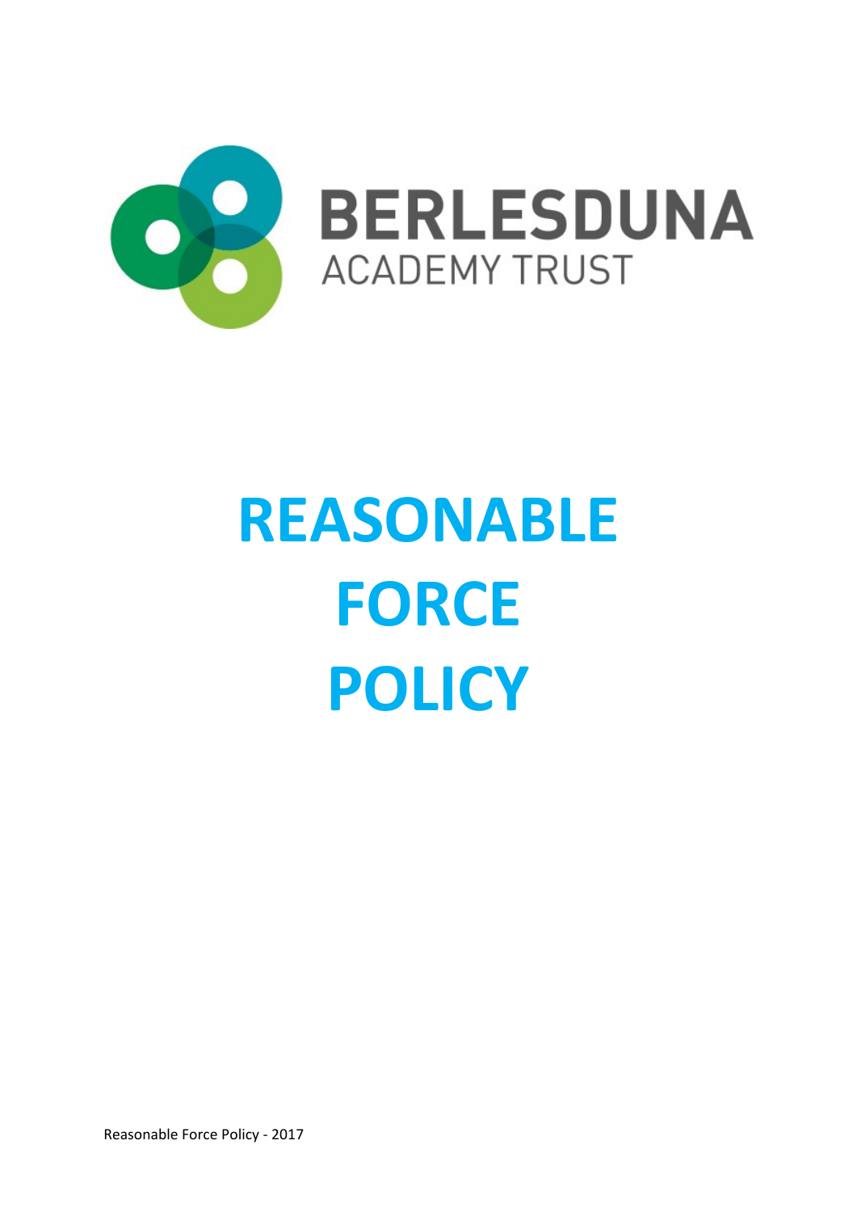BERLESDUNA
ACADEMY TRUST

# REASONABLE FORCE POLICY

Reasonable Force Policy - 2017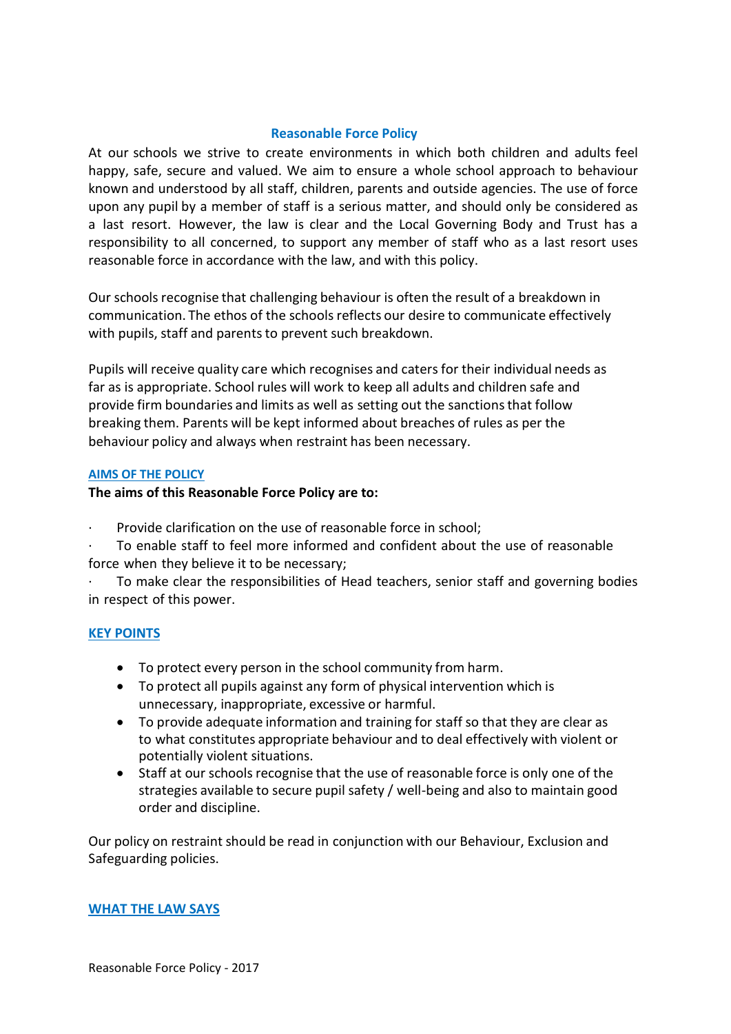## Reasonable Force Policy

At our schools we strive to create environments in which both children and adults feel happy, safe, secure and valued. We aim to ensure a whole school approach to behaviour known and understood by all staff, children, parents and outside agencies. The use of force upon any pupil by a member of staff is a serious matter, and should only be considered as a last resort. However, the law is clear and the Local Governing Body and Trust has a responsibility to all concerned, to support any member of staff who as a last resort uses reasonable force in accordance with the law, and with this policy.

Our schools recognise that challenging behaviour is often the result of a breakdown in communication. The ethos of the schools reflects our desire to communicate effectively with pupils, staff and parents to prevent such breakdown.

Pupils will receive quality care which recognises and caters for their individual needs as far as is appropriate. School rules will work to keep all adults and children safe and provide firm boundaries and limits as well as setting out the sanctions that follow breaking them. Parents will be kept informed about breaches of rules as per the behaviour policy and always when restraint has been necessary.

### AIMS OF THE POLICY

**The aims of this Reasonable Force Policy are to:**

- Provide clarification on the use of reasonable force in school;
- To enable staff to feel more informed and confident about the use of reasonable force when they believe it to be necessary;
- To make clear the responsibilities of Head teachers, senior staff and governing bodies in respect of this power.

### KEY POINTS

- To protect every person in the school community from harm.
- To protect all pupils against any form of physical intervention which is unnecessary, inappropriate, excessive or harmful.
- To provide adequate information and training for staff so that they are clear as to what constitutes appropriate behaviour and to deal effectively with violent or potentially violent situations.
- Staff at our schools recognise that the use of reasonable force is only one of the strategies available to secure pupil safety / well-being and also to maintain good order and discipline.

Our policy on restraint should be read in conjunction with our Behaviour, Exclusion and Safeguarding policies.

### WHAT THE LAW SAYS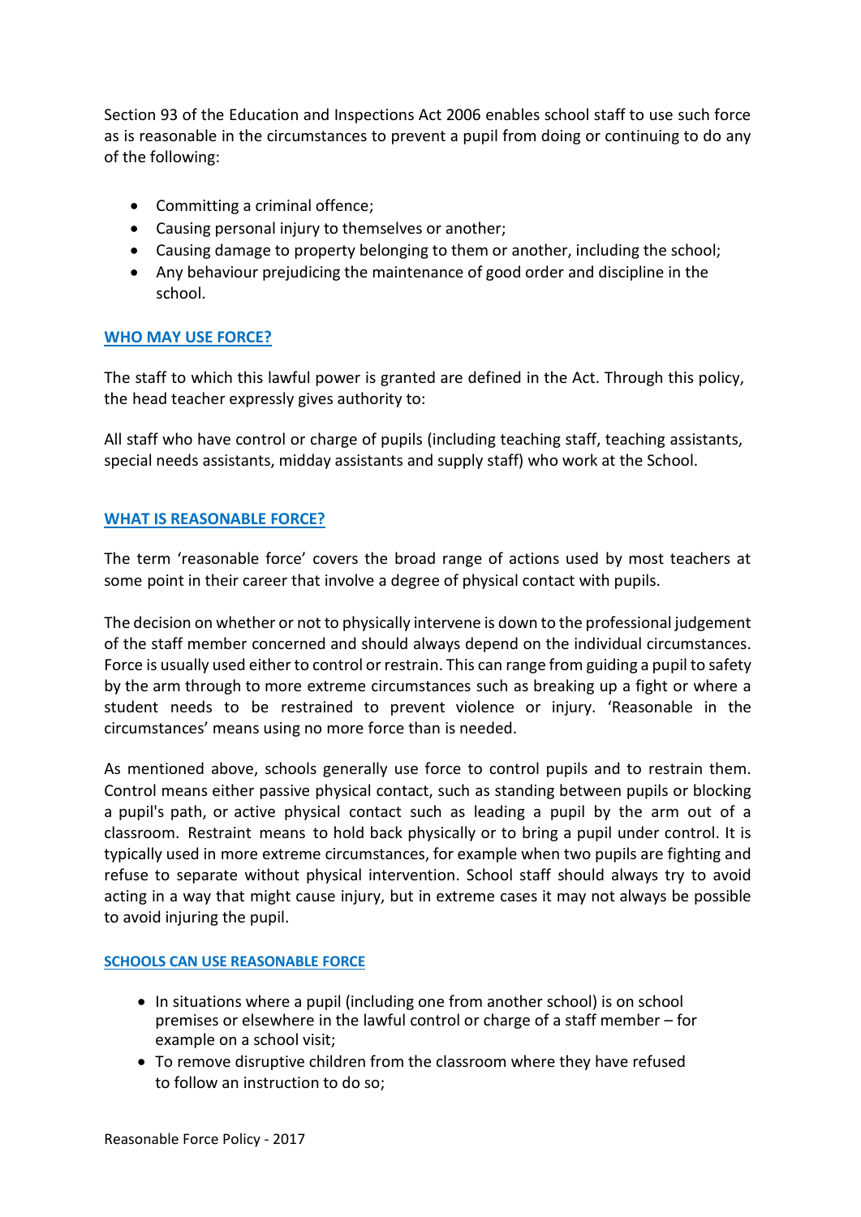Section 93 of the Education and Inspections Act 2006 enables school staff to use such force as is reasonable in the circumstances to prevent a pupil from doing or continuing to do any of the following:

- Committing a criminal offence;
- Causing personal injury to themselves or another;
- Causing damage to property belonging to them or another, including the school;
- Any behaviour prejudicing the maintenance of good order and discipline in the school.

## WHO MAY USE FORCE?

The staff to which this lawful power is granted are defined in the Act. Through this policy, the head teacher expressly gives authority to:

All staff who have control or charge of pupils (including teaching staff, teaching assistants, special needs assistants, midday assistants and supply staff) who work at the School.

## WHAT IS REASONABLE FORCE?

The term 'reasonable force' covers the broad range of actions used by most teachers at some point in their career that involve a degree of physical contact with pupils.

The decision on whether or not to physically intervene is down to the professional judgement of the staff member concerned and should always depend on the individual circumstances. Force is usually used either to control or restrain. This can range from guiding a pupil to safety by the arm through to more extreme circumstances such as breaking up a fight or where a student needs to be restrained to prevent violence or injury. 'Reasonable in the circumstances' means using no more force than is needed.

As mentioned above, schools generally use force to control pupils and to restrain them. Control means either passive physical contact, such as standing between pupils or blocking a pupil's path, or active physical contact such as leading a pupil by the arm out of a classroom. Restraint means to hold back physically or to bring a pupil under control. It is typically used in more extreme circumstances, for example when two pupils are fighting and refuse to separate without physical intervention. School staff should always try to avoid acting in a way that might cause injury, but in extreme cases it may not always be possible to avoid injuring the pupil.

### SCHOOLS CAN USE REASONABLE FORCE

- In situations where a pupil (including one from another school) is on school premises or elsewhere in the lawful control or charge of a staff member – for example on a school visit;
- To remove disruptive children from the classroom where they have refused to follow an instruction to do so;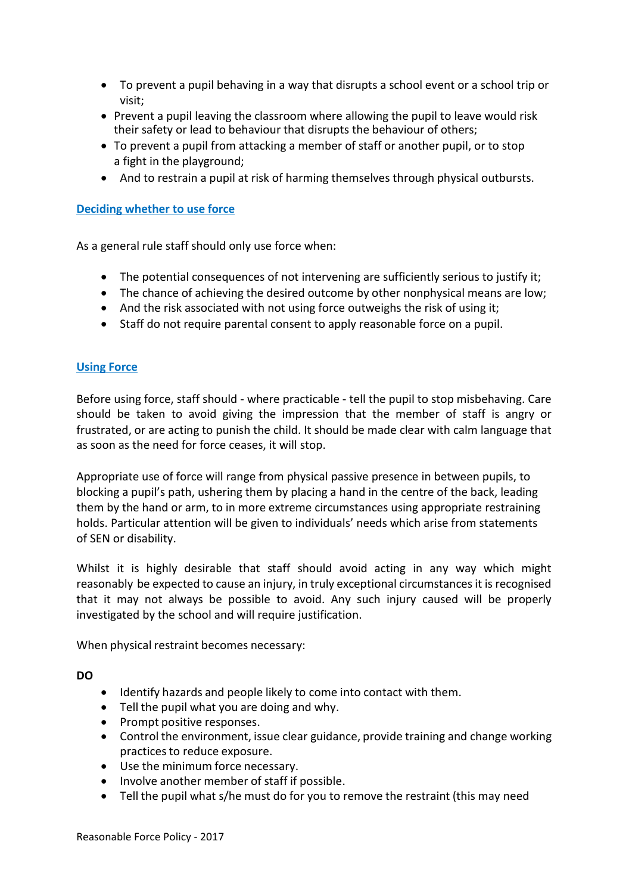- To prevent a pupil behaving in a way that disrupts a school event or a school trip or visit;
- Prevent a pupil leaving the classroom where allowing the pupil to leave would risk their safety or lead to behaviour that disrupts the behaviour of others;
- To prevent a pupil from attacking a member of staff or another pupil, or to stop a fight in the playground;
- And to restrain a pupil at risk of harming themselves through physical outbursts.

## Deciding whether to use force

As a general rule staff should only use force when:

- The potential consequences of not intervening are sufficiently serious to justify it;
- The chance of achieving the desired outcome by other nonphysical means are low;
- And the risk associated with not using force outweighs the risk of using it;
- Staff do not require parental consent to apply reasonable force on a pupil.

## Using Force

Before using force, staff should - where practicable - tell the pupil to stop misbehaving. Care should be taken to avoid giving the impression that the member of staff is angry or frustrated, or are acting to punish the child. It should be made clear with calm language that as soon as the need for force ceases, it will stop.

Appropriate use of force will range from physical passive presence in between pupils, to blocking a pupil's path, ushering them by placing a hand in the centre of the back, leading them by the hand or arm, to in more extreme circumstances using appropriate restraining holds. Particular attention will be given to individuals' needs which arise from statements of SEN or disability.

Whilst it is highly desirable that staff should avoid acting in any way which might reasonably be expected to cause an injury, in truly exceptional circumstances it is recognised that it may not always be possible to avoid. Any such injury caused will be properly investigated by the school and will require justification.

When physical restraint becomes necessary:

**DO**

- Identify hazards and people likely to come into contact with them.
- Tell the pupil what you are doing and why.
- Prompt positive responses.
- Control the environment, issue clear guidance, provide training and change working practices to reduce exposure.
- Use the minimum force necessary.
- Involve another member of staff if possible.
- Tell the pupil what s/he must do for you to remove the restraint (this may need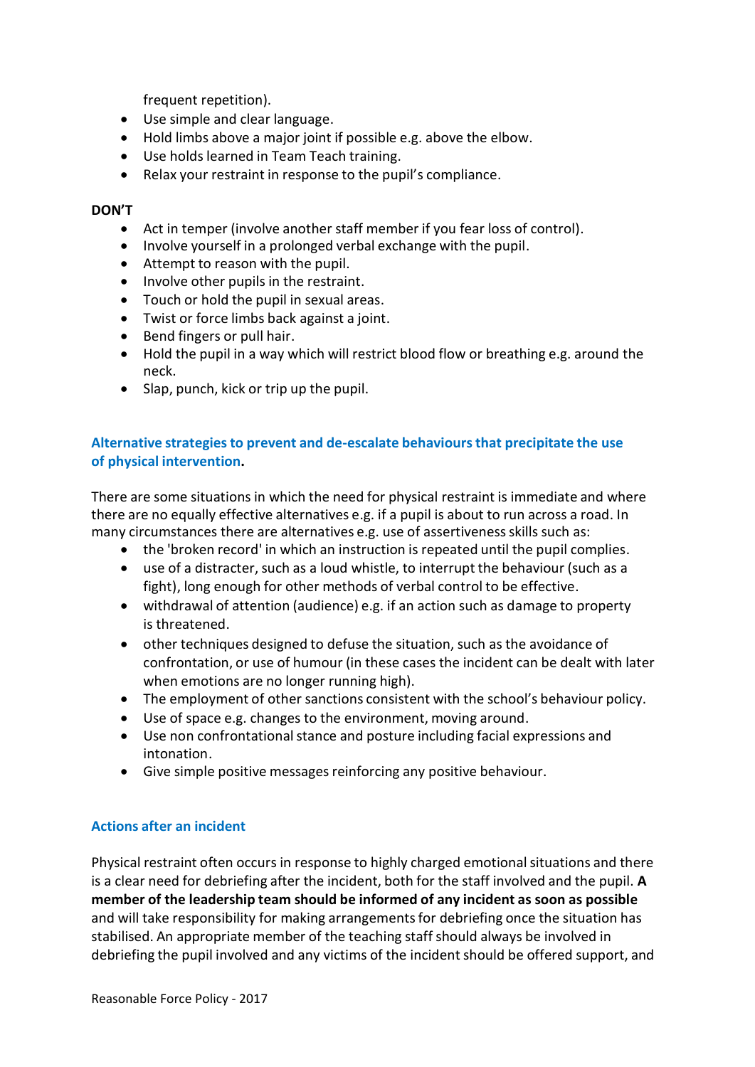frequent repetition).

- Use simple and clear language.
- Hold limbs above a major joint if possible e.g. above the elbow.
- Use holds learned in Team Teach training.
- Relax your restraint in response to the pupil's compliance.

**DON'T**

- Act in temper (involve another staff member if you fear loss of control).
- Involve yourself in a prolonged verbal exchange with the pupil.
- Attempt to reason with the pupil.
- Involve other pupils in the restraint.
- Touch or hold the pupil in sexual areas.
- Twist or force limbs back against a joint.
- Bend fingers or pull hair.
- Hold the pupil in a way which will restrict blood flow or breathing e.g. around the neck.
- Slap, punch, kick or trip up the pupil.

## Alternative strategies to prevent and de-escalate behaviours that precipitate the use of physical intervention.

There are some situations in which the need for physical restraint is immediate and where there are no equally effective alternatives e.g. if a pupil is about to run across a road. In many circumstances there are alternatives e.g. use of assertiveness skills such as:

- the 'broken record' in which an instruction is repeated until the pupil complies.
- use of a distracter, such as a loud whistle, to interrupt the behaviour (such as a fight), long enough for other methods of verbal control to be effective.
- withdrawal of attention (audience) e.g. if an action such as damage to property is threatened.
- other techniques designed to defuse the situation, such as the avoidance of confrontation, or use of humour (in these cases the incident can be dealt with later when emotions are no longer running high).
- The employment of other sanctions consistent with the school's behaviour policy.
- Use of space e.g. changes to the environment, moving around.
- Use non confrontational stance and posture including facial expressions and intonation.
- Give simple positive messages reinforcing any positive behaviour.

## Actions after an incident

Physical restraint often occurs in response to highly charged emotional situations and there is a clear need for debriefing after the incident, both for the staff involved and the pupil. **A member of the leadership team should be informed of any incident as soon as possible** and will take responsibility for making arrangements for debriefing once the situation has stabilised. An appropriate member of the teaching staff should always be involved in debriefing the pupil involved and any victims of the incident should be offered support, and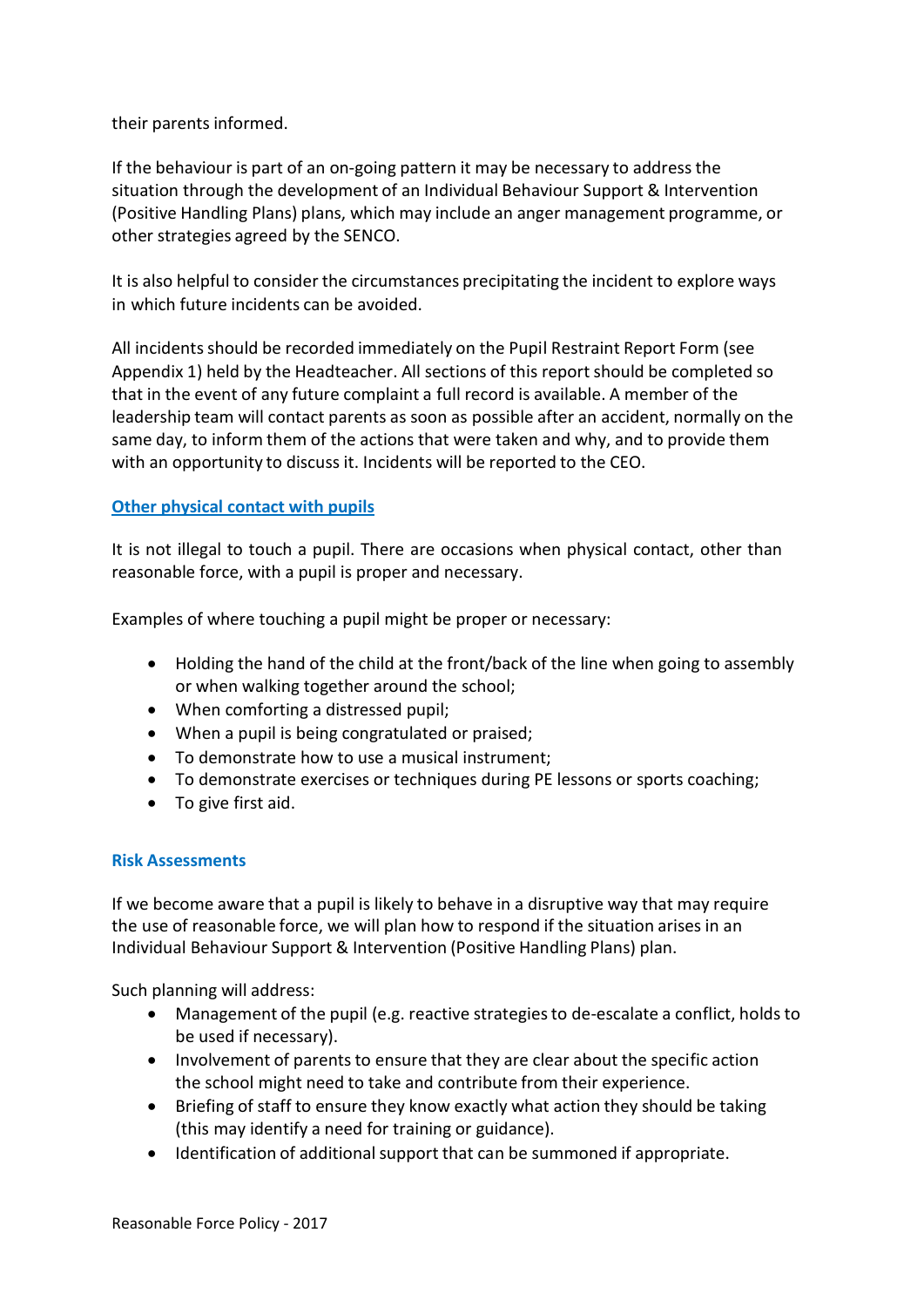their parents informed.

If the behaviour is part of an on-going pattern it may be necessary to address the situation through the development of an Individual Behaviour Support & Intervention (Positive Handling Plans) plans, which may include an anger management programme, or other strategies agreed by the SENCO.

It is also helpful to consider the circumstances precipitating the incident to explore ways in which future incidents can be avoided.

All incidents should be recorded immediately on the Pupil Restraint Report Form (see Appendix 1) held by the Headteacher. All sections of this report should be completed so that in the event of any future complaint a full record is available. A member of the leadership team will contact parents as soon as possible after an accident, normally on the same day, to inform them of the actions that were taken and why, and to provide them with an opportunity to discuss it. Incidents will be reported to the CEO.

## Other physical contact with pupils

It is not illegal to touch a pupil. There are occasions when physical contact, other than reasonable force, with a pupil is proper and necessary.

Examples of where touching a pupil might be proper or necessary:

- Holding the hand of the child at the front/back of the line when going to assembly or when walking together around the school;
- When comforting a distressed pupil;
- When a pupil is being congratulated or praised;
- To demonstrate how to use a musical instrument;
- To demonstrate exercises or techniques during PE lessons or sports coaching;
- To give first aid.

## Risk Assessments

If we become aware that a pupil is likely to behave in a disruptive way that may require the use of reasonable force, we will plan how to respond if the situation arises in an Individual Behaviour Support & Intervention (Positive Handling Plans) plan.

Such planning will address:

- Management of the pupil (e.g. reactive strategies to de-escalate a conflict, holds to be used if necessary).
- Involvement of parents to ensure that they are clear about the specific action the school might need to take and contribute from their experience.
- Briefing of staff to ensure they know exactly what action they should be taking (this may identify a need for training or guidance).
- Identification of additional support that can be summoned if appropriate.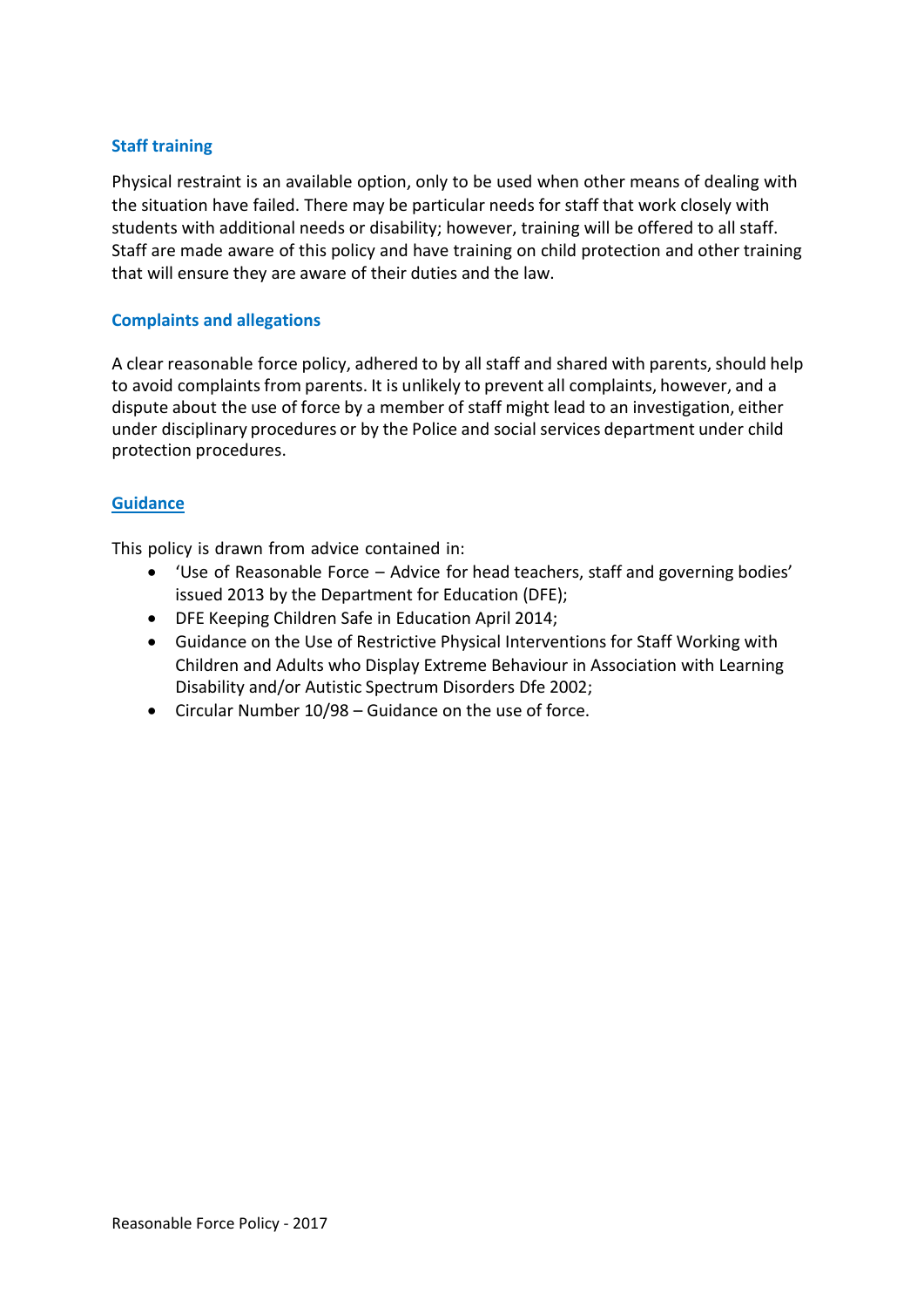### Staff training

Physical restraint is an available option, only to be used when other means of dealing with the situation have failed. There may be particular needs for staff that work closely with students with additional needs or disability; however, training will be offered to all staff. Staff are made aware of this policy and have training on child protection and other training that will ensure they are aware of their duties and the law.

### Complaints and allegations

A clear reasonable force policy, adhered to by all staff and shared with parents, should help to avoid complaints from parents. It is unlikely to prevent all complaints, however, and a dispute about the use of force by a member of staff might lead to an investigation, either under disciplinary procedures or by the Police and social services department under child protection procedures.

### Guidance

This policy is drawn from advice contained in:

- 'Use of Reasonable Force – Advice for head teachers, staff and governing bodies' issued 2013 by the Department for Education (DFE);
- DFE Keeping Children Safe in Education April 2014;
- Guidance on the Use of Restrictive Physical Interventions for Staff Working with Children and Adults who Display Extreme Behaviour in Association with Learning Disability and/or Autistic Spectrum Disorders Dfe 2002;
- Circular Number 10/98 – Guidance on the use of force.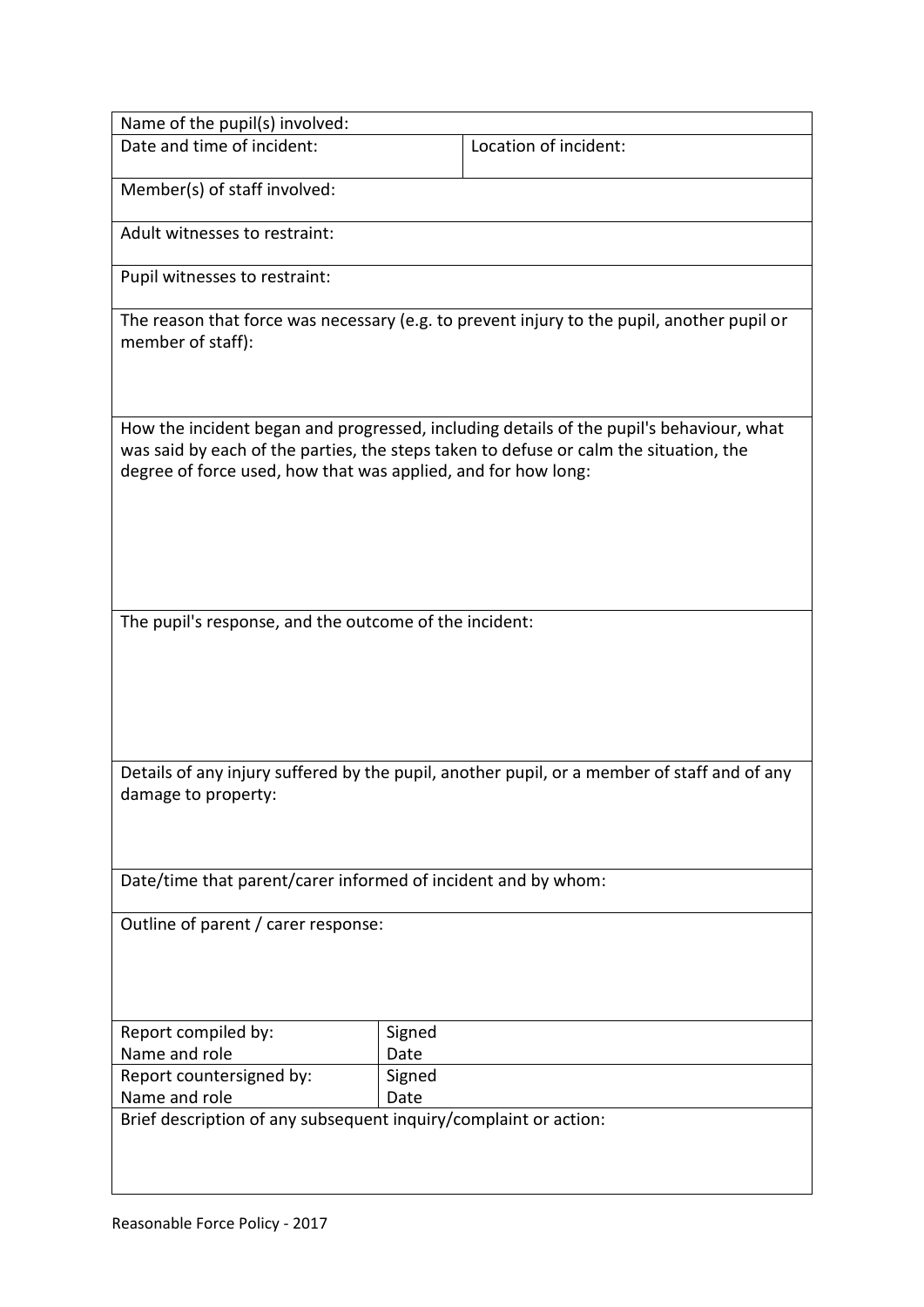| Name of the pupil(s) involved: | |
|---|---|
| Date and time of incident: | Location of incident: |
| Member(s) of staff involved: | |
| Adult witnesses to restraint: | |
| Pupil witnesses to restraint: | |
| The reason that force was necessary (e.g. to prevent injury to the pupil, another pupil or member of staff): | |
| How the incident began and progressed, including details of the pupil's behaviour, what was said by each of the parties, the steps taken to defuse or calm the situation, the degree of force used, how that was applied, and for how long: | |
| The pupil's response, and the outcome of the incident: | |
| Details of any injury suffered by the pupil, another pupil, or a member of staff and of any damage to property: | |
| Date/time that parent/carer informed of incident and by whom: | |
| Outline of parent / carer response: | |
| Report compiled by: Name and role | Signed Date |
| Report countersigned by: Name and role | Signed Date |
| Brief description of any subsequent inquiry/complaint or action: | |